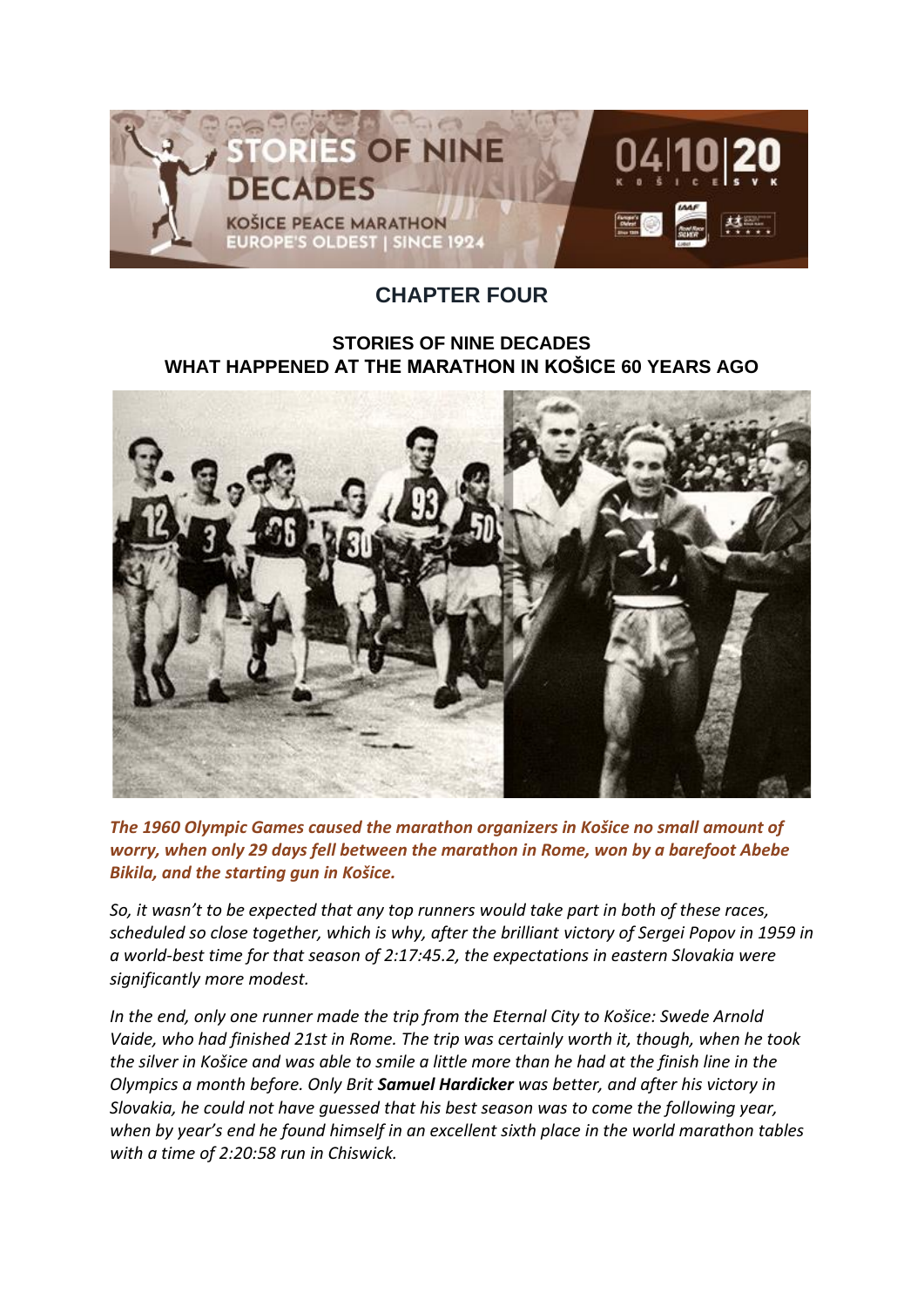# CHAPTER FOUR

## STORIES OF NINE DECADES
## WHAT HAPPENED AT THE MARATHON IN KOŠICE 60 YEARS AGO

***The 1960 Olympic Games caused the marathon organizers in Košice no small amount of worry, when only 29 days fell between the marathon in Rome, won by a barefoot Abebe Bikila, and the starting gun in Košice.***

*So, it wasn't to be expected that any top runners would take part in both of these races, scheduled so close together, which is why, after the brilliant victory of Sergei Popov in 1959 in a world-best time for that season of 2:17:45.2, the expectations in eastern Slovakia were significantly more modest.*

*In the end, only one runner made the trip from the Eternal City to Košice: Swede Arnold Vaide, who had finished 21st in Rome. The trip was certainly worth it, though, when he took the silver in Košice and was able to smile a little more than he had at the finish line in the Olympics a month before. Only Brit* ***Samuel Hardicker*** *was better, and after his victory in Slovakia, he could not have guessed that his best season was to come the following year, when by year's end he found himself in an excellent sixth place in the world marathon tables with a time of 2:20:58 run in Chiswick.*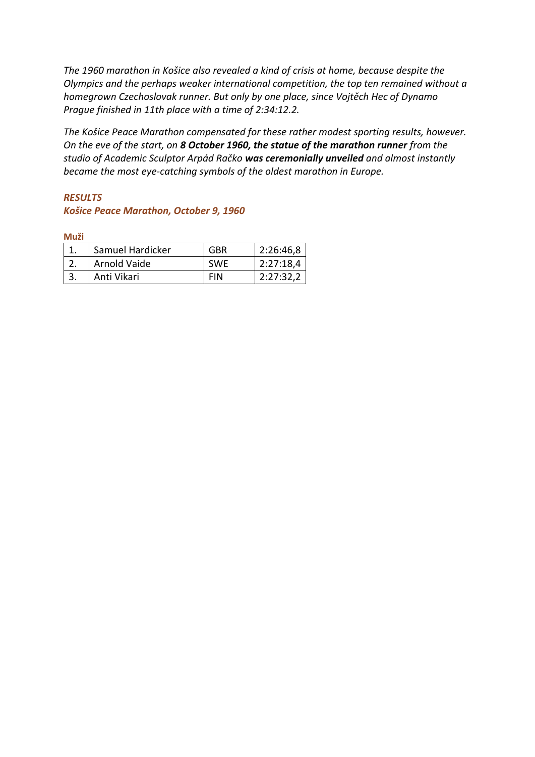*The 1960 marathon in Košice also revealed a kind of crisis at home, because despite the Olympics and the perhaps weaker international competition, the top ten remained without a homegrown Czechoslovak runner. But only by one place, since Vojtěch Hec of Dynamo Prague finished in 11th place with a time of 2:34:12.2.*

*The Košice Peace Marathon compensated for these rather modest sporting results, however. On the eve of the start, on* ***8 October 1960, the statue of the marathon runner*** *from the studio of Academic Sculptor Arpád Račko* ***was ceremonially unveiled*** *and almost instantly became the most eye-catching symbols of the oldest marathon in Europe.*

***RESULTS***
***Košice Peace Marathon, October 9, 1960***

**Muži**

| | | | |
|---|---|---|---|
| 1. | Samuel Hardicker | GBR | 2:26:46,8 |
| 2. | Arnold Vaide | SWE | 2:27:18,4 |
| 3. | Anti Vikari | FIN | 2:27:32,2 |